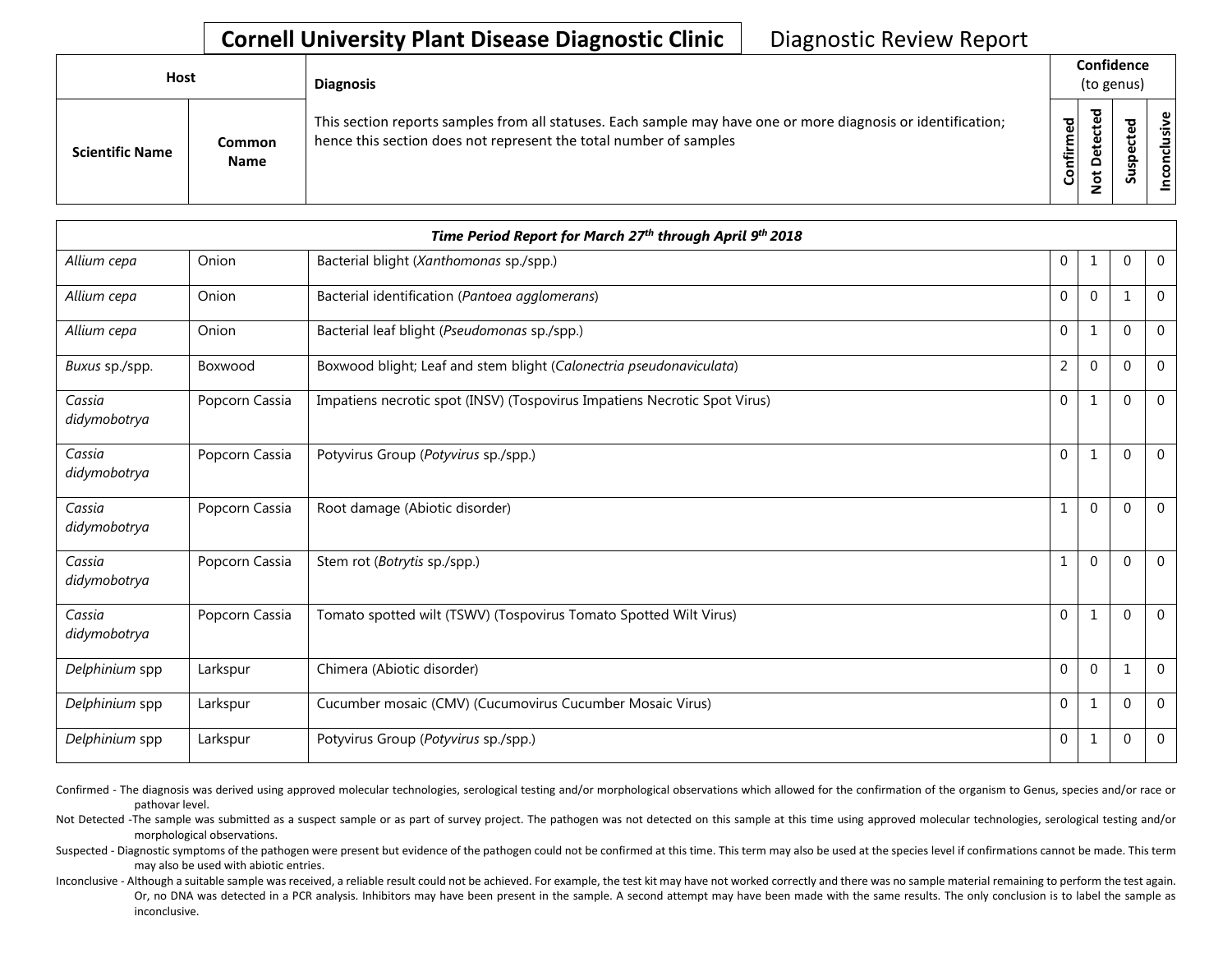# Cornell University Plant Disease Diagnostic Clinic

Diagnostic Review Report

| Host | | Diagnosis | Confidence (to genus) | | | |
|---|---|---|---|---|---|---|
| **Scientific Name** | **Common Name** | This section reports samples from all statuses. Each sample may have one or more diagnosis or identification; hence this section does not represent the total number of samples | **Confirmed** | **Not Detected** | **Suspected** | **Inconclusive** |
| ***Time Period Report for March 27th through April 9th 2018*** | | | | | | |
| *Allium cepa* | Onion | Bacterial blight (*Xanthomonas* sp./spp.) | 0 | 1 | 0 | 0 |
| *Allium cepa* | Onion | Bacterial identification (*Pantoea agglomerans*) | 0 | 0 | 1 | 0 |
| *Allium cepa* | Onion | Bacterial leaf blight (*Pseudomonas* sp./spp.) | 0 | 1 | 0 | 0 |
| *Buxus* sp./spp. | Boxwood | Boxwood blight; Leaf and stem blight (*Calonectria pseudonaviculata*) | 2 | 0 | 0 | 0 |
| *Cassia didymobotrya* | Popcorn Cassia | Impatiens necrotic spot (INSV) (Tospovirus Impatiens Necrotic Spot Virus) | 0 | 1 | 0 | 0 |
| *Cassia didymobotrya* | Popcorn Cassia | Potyvirus Group (*Potyvirus* sp./spp.) | 0 | 1 | 0 | 0 |
| *Cassia didymobotrya* | Popcorn Cassia | Root damage (Abiotic disorder) | 1 | 0 | 0 | 0 |
| *Cassia didymobotrya* | Popcorn Cassia | Stem rot (*Botrytis* sp./spp.) | 1 | 0 | 0 | 0 |
| *Cassia didymobotrya* | Popcorn Cassia | Tomato spotted wilt (TSWV) (Tospovirus Tomato Spotted Wilt Virus) | 0 | 1 | 0 | 0 |
| *Delphinium* spp | Larkspur | Chimera (Abiotic disorder) | 0 | 0 | 1 | 0 |
| *Delphinium* spp | Larkspur | Cucumber mosaic (CMV) (Cucumovirus Cucumber Mosaic Virus) | 0 | 1 | 0 | 0 |
| *Delphinium* spp | Larkspur | Potyvirus Group (*Potyvirus* sp./spp.) | 0 | 1 | 0 | 0 |

Confirmed - The diagnosis was derived using approved molecular technologies, serological testing and/or morphological observations which allowed for the confirmation of the organism to Genus, species and/or race or pathovar level.

Not Detected -The sample was submitted as a suspect sample or as part of survey project. The pathogen was not detected on this sample at this time using approved molecular technologies, serological testing and/or morphological observations.

Suspected - Diagnostic symptoms of the pathogen were present but evidence of the pathogen could not be confirmed at this time. This term may also be used at the species level if confirmations cannot be made. This term may also be used with abiotic entries.

Inconclusive - Although a suitable sample was received, a reliable result could not be achieved. For example, the test kit may have not worked correctly and there was no sample material remaining to perform the test again. Or, no DNA was detected in a PCR analysis. Inhibitors may have been present in the sample. A second attempt may have been made with the same results. The only conclusion is to label the sample as inconclusive.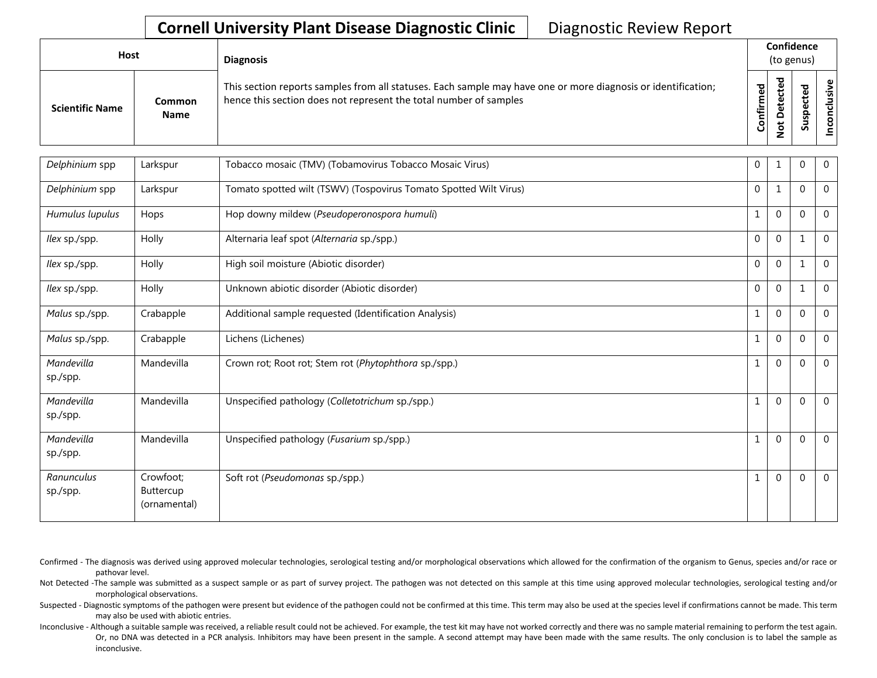## Cornell University Plant Disease Diagnostic Clinic

Diagnostic Review Report

| Host | | Diagnosis | Confidence (to genus) | | | |
|---|---|---|---|---|---|---|
| Scientific Name | Common Name | This section reports samples from all statuses. Each sample may have one or more diagnosis or identification; hence this section does not represent the total number of samples | Confirmed | Not Detected | Suspected | Inconclusive |
| *Delphinium* spp | Larkspur | Tobacco mosaic (TMV) (Tobamovirus Tobacco Mosaic Virus) | 0 | 1 | 0 | 0 |
| *Delphinium* spp | Larkspur | Tomato spotted wilt (TSWV) (Tospovirus Tomato Spotted Wilt Virus) | 0 | 1 | 0 | 0 |
| *Humulus lupulus* | Hops | Hop downy mildew (*Pseudoperonospora humuli*) | 1 | 0 | 0 | 0 |
| *Ilex* sp./spp. | Holly | Alternaria leaf spot (*Alternaria* sp./spp.) | 0 | 0 | 1 | 0 |
| *Ilex* sp./spp. | Holly | High soil moisture (Abiotic disorder) | 0 | 0 | 1 | 0 |
| *Ilex* sp./spp. | Holly | Unknown abiotic disorder (Abiotic disorder) | 0 | 0 | 1 | 0 |
| *Malus* sp./spp. | Crabapple | Additional sample requested (Identification Analysis) | 1 | 0 | 0 | 0 |
| *Malus* sp./spp. | Crabapple | Lichens (Lichenes) | 1 | 0 | 0 | 0 |
| *Mandevilla* sp./spp. | Mandevilla | Crown rot; Root rot; Stem rot (*Phytophthora* sp./spp.) | 1 | 0 | 0 | 0 |
| *Mandevilla* sp./spp. | Mandevilla | Unspecified pathology (*Colletotrichum* sp./spp.) | 1 | 0 | 0 | 0 |
| *Mandevilla* sp./spp. | Mandevilla | Unspecified pathology (*Fusarium* sp./spp.) | 1 | 0 | 0 | 0 |
| *Ranunculus* sp./spp. | Crowfoot; Buttercup (ornamental) | Soft rot (*Pseudomonas* sp./spp.) | 1 | 0 | 0 | 0 |

Confirmed - The diagnosis was derived using approved molecular technologies, serological testing and/or morphological observations which allowed for the confirmation of the organism to Genus, species and/or race or pathovar level.

Not Detected -The sample was submitted as a suspect sample or as part of survey project. The pathogen was not detected on this sample at this time using approved molecular technologies, serological testing and/or morphological observations.

Suspected - Diagnostic symptoms of the pathogen were present but evidence of the pathogen could not be confirmed at this time. This term may also be used at the species level if confirmations cannot be made. This term may also be used with abiotic entries.

Inconclusive - Although a suitable sample was received, a reliable result could not be achieved. For example, the test kit may have not worked correctly and there was no sample material remaining to perform the test again. Or, no DNA was detected in a PCR analysis. Inhibitors may have been present in the sample. A second attempt may have been made with the same results. The only conclusion is to label the sample as inconclusive.